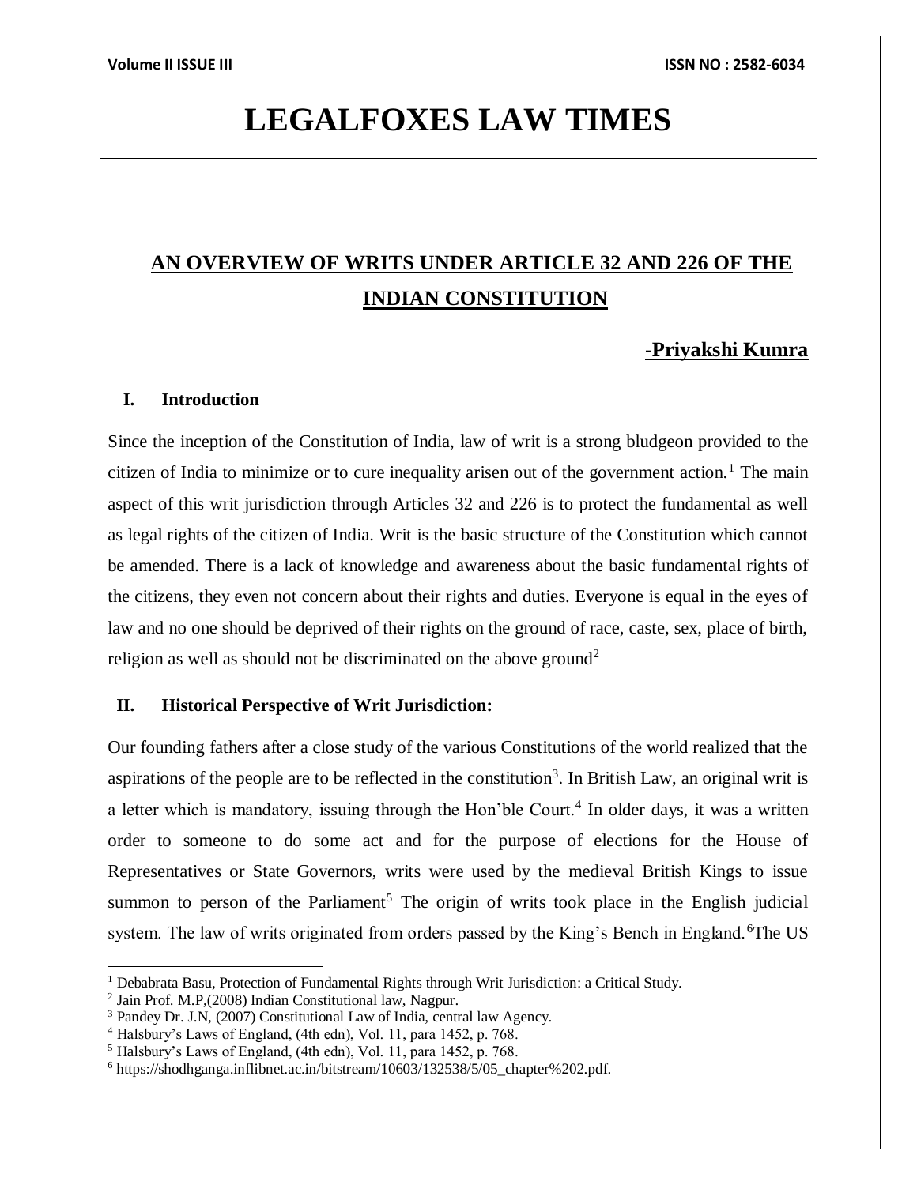# LEGALFOXES LAW TIMES

## AN OVERVIEW OF WRITS UNDER ARTICLE 32 AND 226 OF THE INDIAN CONSTITUTION

**-Priyakshi Kumra**

### I. Introduction

Since the inception of the Constitution of India, law of writ is a strong bludgeon provided to the citizen of India to minimize or to cure inequality arisen out of the government action.[1] The main aspect of this writ jurisdiction through Articles 32 and 226 is to protect the fundamental as well as legal rights of the citizen of India. Writ is the basic structure of the Constitution which cannot be amended. There is a lack of knowledge and awareness about the basic fundamental rights of the citizens, they even not concern about their rights and duties. Everyone is equal in the eyes of law and no one should be deprived of their rights on the ground of race, caste, sex, place of birth, religion as well as should not be discriminated on the above ground[2]

### II. Historical Perspective of Writ Jurisdiction:

Our founding fathers after a close study of the various Constitutions of the world realized that the aspirations of the people are to be reflected in the constitution[3]. In British Law, an original writ is a letter which is mandatory, issuing through the Hon'ble Court.[4] In older days, it was a written order to someone to do some act and for the purpose of elections for the House of Representatives or State Governors, writs were used by the medieval British Kings to issue summon to person of the Parliament[5] The origin of writs took place in the English judicial system. The law of writs originated from orders passed by the King's Bench in England.[6]The US

---

[1] Debabrata Basu, Protection of Fundamental Rights through Writ Jurisdiction: a Critical Study.

[2] Jain Prof. M.P,(2008) Indian Constitutional law, Nagpur.

[3] Pandey Dr. J.N, (2007) Constitutional Law of India, central law Agency.

[4] Halsbury's Laws of England, (4th edn), Vol. 11, para 1452, p. 768.

[5] Halsbury's Laws of England, (4th edn), Vol. 11, para 1452, p. 768.

[6] https://shodhganga.inflibnet.ac.in/bitstream/10603/132538/5/05_chapter%202.pdf.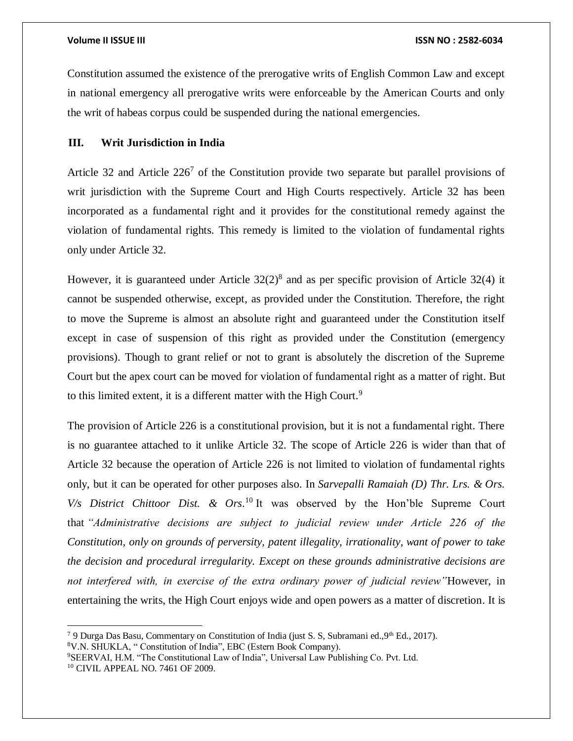Constitution assumed the existence of the prerogative writs of English Common Law and except in national emergency all prerogative writs were enforceable by the American Courts and only the writ of habeas corpus could be suspended during the national emergencies.

### III. Writ Jurisdiction in India

Article 32 and Article 226[7] of the Constitution provide two separate but parallel provisions of writ jurisdiction with the Supreme Court and High Courts respectively. Article 32 has been incorporated as a fundamental right and it provides for the constitutional remedy against the violation of fundamental rights. This remedy is limited to the violation of fundamental rights only under Article 32.

However, it is guaranteed under Article 32(2)[8] and as per specific provision of Article 32(4) it cannot be suspended otherwise, except, as provided under the Constitution. Therefore, the right to move the Supreme is almost an absolute right and guaranteed under the Constitution itself except in case of suspension of this right as provided under the Constitution (emergency provisions). Though to grant relief or not to grant is absolutely the discretion of the Supreme Court but the apex court can be moved for violation of fundamental right as a matter of right. But to this limited extent, it is a different matter with the High Court.[9]

The provision of Article 226 is a constitutional provision, but it is not a fundamental right. There is no guarantee attached to it unlike Article 32. The scope of Article 226 is wider than that of Article 32 because the operation of Article 226 is not limited to violation of fundamental rights only, but it can be operated for other purposes also. In *Sarvepalli Ramaiah (D) Thr. Lrs. & Ors. V/s District Chittoor Dist. & Ors*.[10] It was observed by the Hon'ble Supreme Court that *"Administrative decisions are subject to judicial review under Article 226 of the Constitution, only on grounds of perversity, patent illegality, irrationality, want of power to take the decision and procedural irregularity. Except on these grounds administrative decisions are not interfered with, in exercise of the extra ordinary power of judicial review"* However, in entertaining the writs, the High Court enjoys wide and open powers as a matter of discretion. It is

---

[7] 9 Durga Das Basu, Commentary on Constitution of India (just S. S, Subramani ed.,9th Ed., 2017).

[8] V.N. SHUKLA, " Constitution of India", EBC (Estern Book Company).

[9] SEERVAI, H.M. "The Constitutional Law of India", Universal Law Publishing Co. Pvt. Ltd.

[10] CIVIL APPEAL NO. 7461 OF 2009.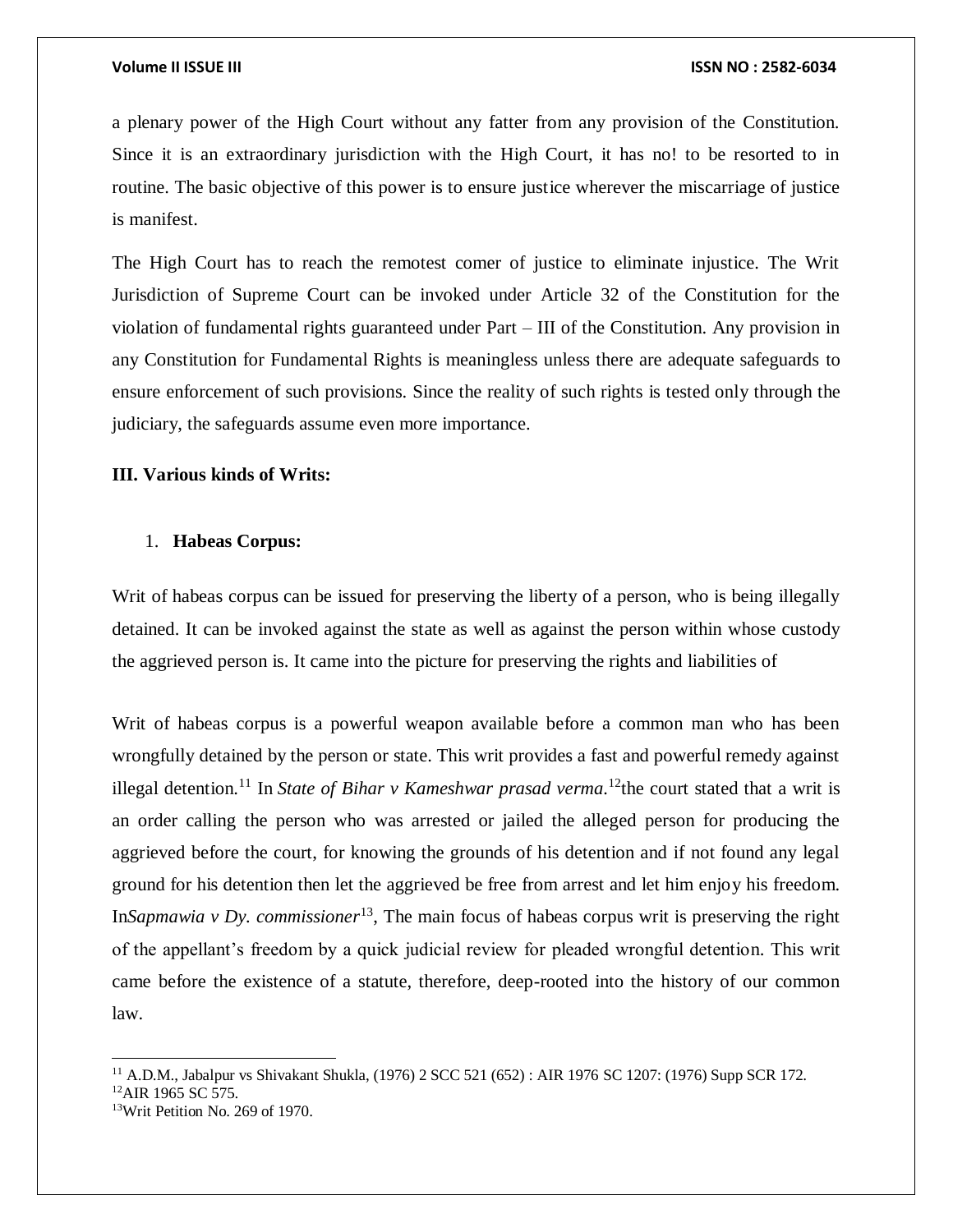a plenary power of the High Court without any fatter from any provision of the Constitution. Since it is an extraordinary jurisdiction with the High Court, it has no! to be resorted to in routine. The basic objective of this power is to ensure justice wherever the miscarriage of justice is manifest.

The High Court has to reach the remotest comer of justice to eliminate injustice. The Writ Jurisdiction of Supreme Court can be invoked under Article 32 of the Constitution for the violation of fundamental rights guaranteed under Part – III of the Constitution. Any provision in any Constitution for Fundamental Rights is meaningless unless there are adequate safeguards to ensure enforcement of such provisions. Since the reality of such rights is tested only through the judiciary, the safeguards assume even more importance.

### III. Various kinds of Writs:

1. **Habeas Corpus:**

Writ of habeas corpus can be issued for preserving the liberty of a person, who is being illegally detained. It can be invoked against the state as well as against the person within whose custody the aggrieved person is. It came into the picture for preserving the rights and liabilities of

Writ of habeas corpus is a powerful weapon available before a common man who has been wrongfully detained by the person or state. This writ provides a fast and powerful remedy against illegal detention.[11] In *State of Bihar v Kameshwar prasad verma*.[12]the court stated that a writ is an order calling the person who was arrested or jailed the alleged person for producing the aggrieved before the court, for knowing the grounds of his detention and if not found any legal ground for his detention then let the aggrieved be free from arrest and let him enjoy his freedom. In*Sapmawia v Dy. commissioner*[13], The main focus of habeas corpus writ is preserving the right of the appellant's freedom by a quick judicial review for pleaded wrongful detention. This writ came before the existence of a statute, therefore, deep-rooted into the history of our common law.

---

[11] A.D.M., Jabalpur vs Shivakant Shukla, (1976) 2 SCC 521 (652) : AIR 1976 SC 1207: (1976) Supp SCR 172.

[12]AIR 1965 SC 575.

[13]Writ Petition No. 269 of 1970.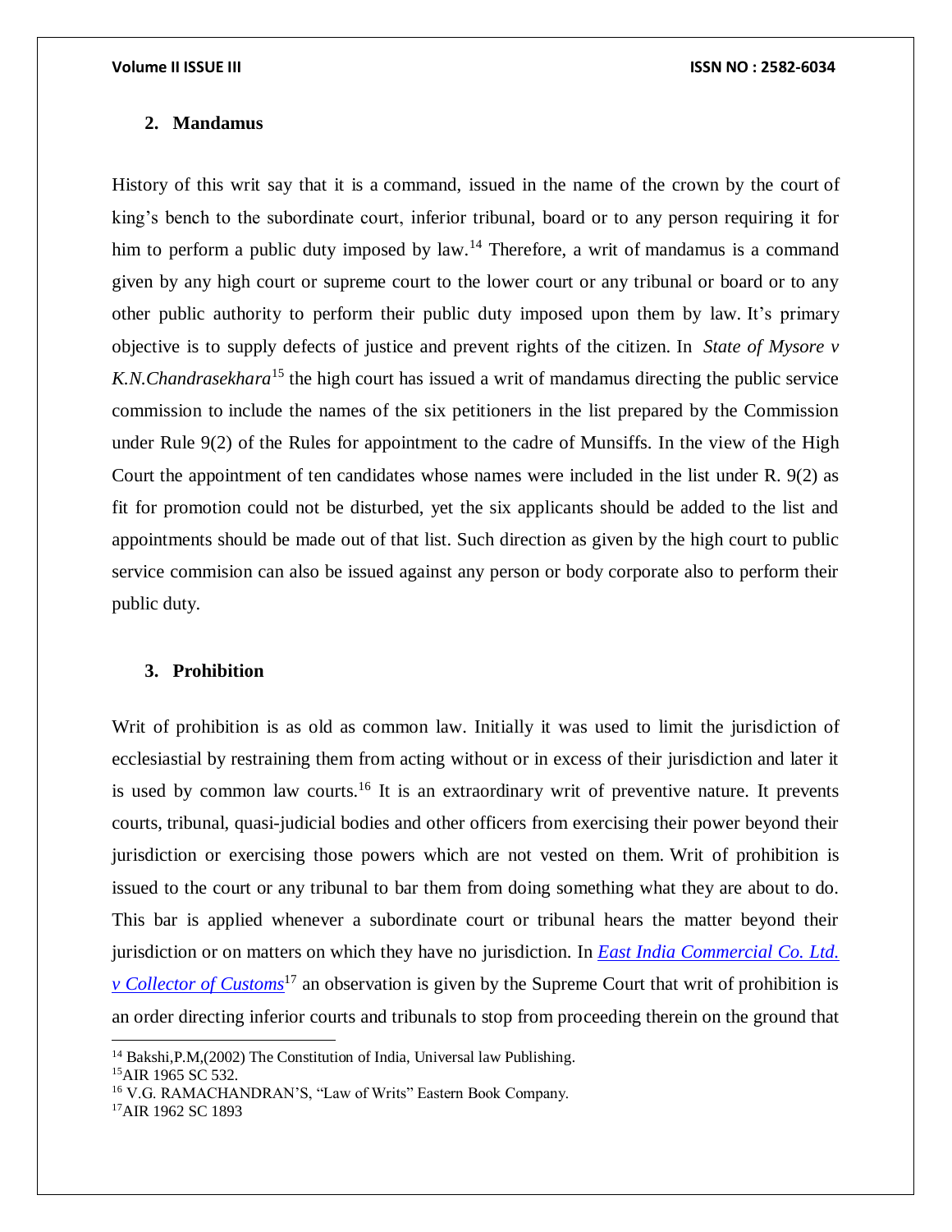### 2. Mandamus

History of this writ say that it is a command, issued in the name of the crown by the court of king's bench to the subordinate court, inferior tribunal, board or to any person requiring it for him to perform a public duty imposed by law.[14] Therefore, a writ of mandamus is a command given by any high court or supreme court to the lower court or any tribunal or board or to any other public authority to perform their public duty imposed upon them by law. It's primary objective is to supply defects of justice and prevent rights of the citizen. In *State of Mysore v K.N.Chandrasekhara*[15] the high court has issued a writ of mandamus directing the public service commission to include the names of the six petitioners in the list prepared by the Commission under Rule 9(2) of the Rules for appointment to the cadre of Munsiffs. In the view of the High Court the appointment of ten candidates whose names were included in the list under R. 9(2) as fit for promotion could not be disturbed, yet the six applicants should be added to the list and appointments should be made out of that list. Such direction as given by the high court to public service commision can also be issued against any person or body corporate also to perform their public duty.

### 3. Prohibition

Writ of prohibition is as old as common law. Initially it was used to limit the jurisdiction of ecclesiastial by restraining them from acting without or in excess of their jurisdiction and later it is used by common law courts.[16] It is an extraordinary writ of preventive nature. It prevents courts, tribunal, quasi-judicial bodies and other officers from exercising their power beyond their jurisdiction or exercising those powers which are not vested on them. Writ of prohibition is issued to the court or any tribunal to bar them from doing something what they are about to do. This bar is applied whenever a subordinate court or tribunal hears the matter beyond their jurisdiction or on matters on which they have no jurisdiction. In *East India Commercial Co. Ltd. v Collector of Customs*[17] an observation is given by the Supreme Court that writ of prohibition is an order directing inferior courts and tribunals to stop from proceeding therein on the ground that

---

[14] Bakshi,P.M,(2002) The Constitution of India, Universal law Publishing.

[15] AIR 1965 SC 532.

[16] V.G. RAMACHANDRAN'S, "Law of Writs" Eastern Book Company.

[17] AIR 1962 SC 1893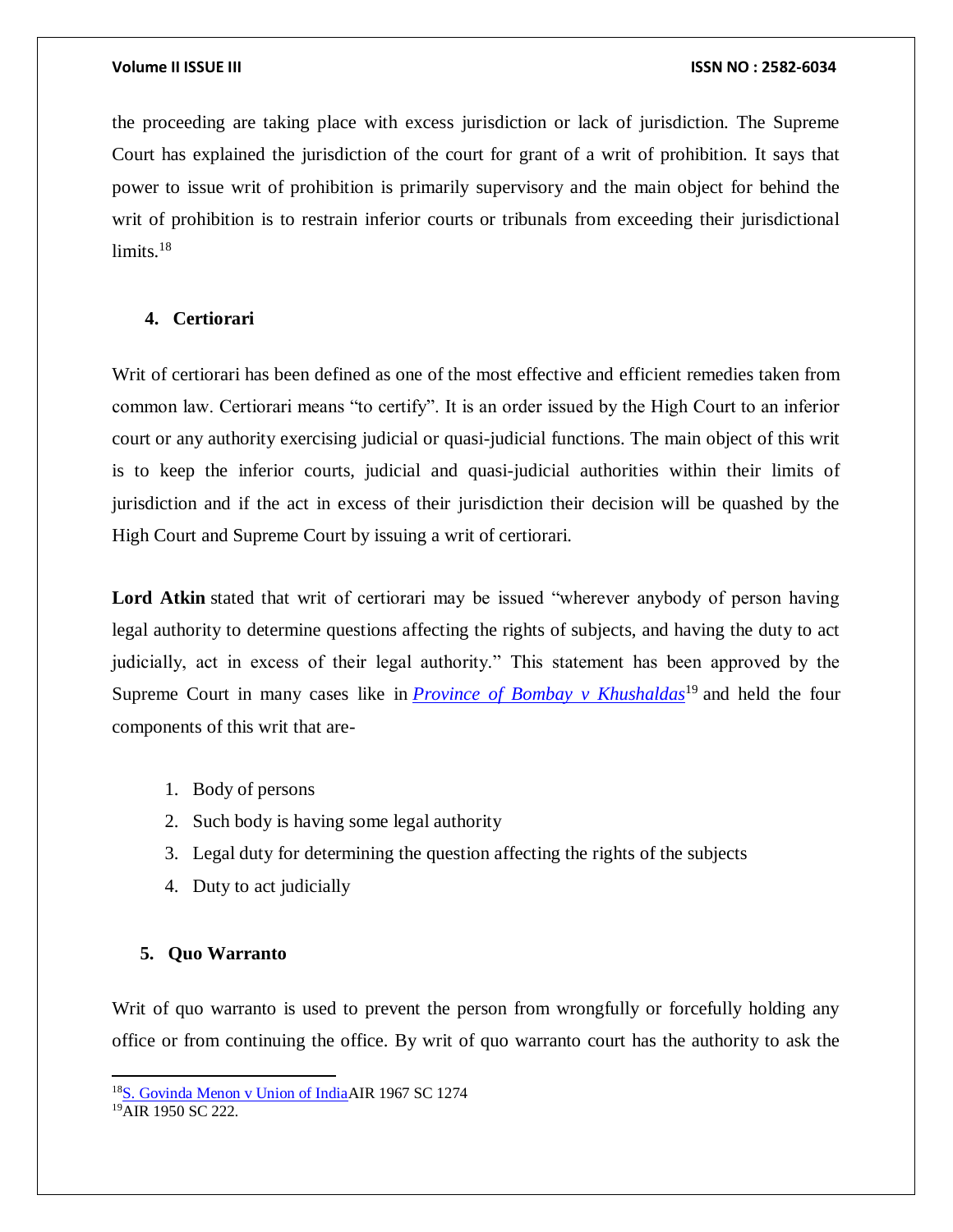the proceeding are taking place with excess jurisdiction or lack of jurisdiction. The Supreme Court has explained the jurisdiction of the court for grant of a writ of prohibition. It says that power to issue writ of prohibition is primarily supervisory and the main object for behind the writ of prohibition is to restrain inferior courts or tribunals from exceeding their jurisdictional limits.[18]

### 4. Certiorari

Writ of certiorari has been defined as one of the most effective and efficient remedies taken from common law. Certiorari means "to certify". It is an order issued by the High Court to an inferior court or any authority exercising judicial or quasi-judicial functions. The main object of this writ is to keep the inferior courts, judicial and quasi-judicial authorities within their limits of jurisdiction and if the act in excess of their jurisdiction their decision will be quashed by the High Court and Supreme Court by issuing a writ of certiorari.

**Lord Atkin** stated that writ of certiorari may be issued "wherever anybody of person having legal authority to determine questions affecting the rights of subjects, and having the duty to act judicially, act in excess of their legal authority." This statement has been approved by the Supreme Court in many cases like in ***Province of Bombay v Khushaldas***[19] and held the four components of this writ that are-

1. Body of persons
2. Such body is having some legal authority
3. Legal duty for determining the question affecting the rights of the subjects
4. Duty to act judicially

### 5. Quo Warranto

Writ of quo warranto is used to prevent the person from wrongfully or forcefully holding any office or from continuing the office. By writ of quo warranto court has the authority to ask the

---

[18] S. Govinda Menon v Union of India AIR 1967 SC 1274

[19] AIR 1950 SC 222.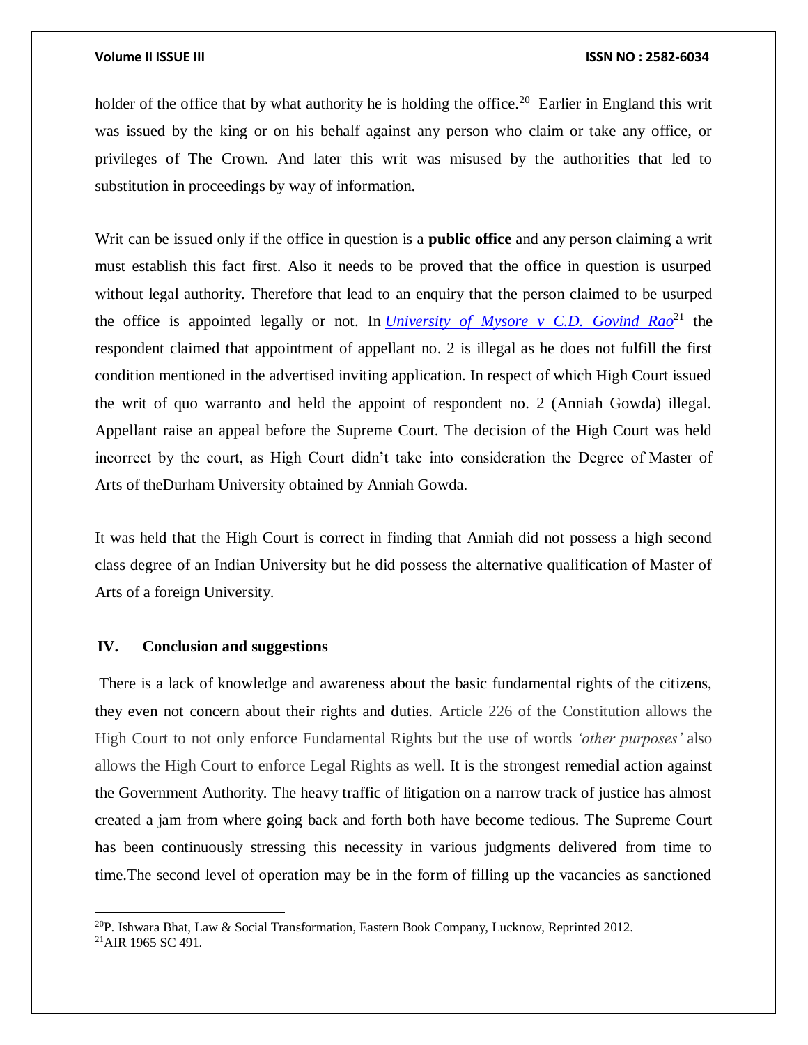holder of the office that by what authority he is holding the office.[20] Earlier in England this writ was issued by the king or on his behalf against any person who claim or take any office, or privileges of The Crown. And later this writ was misused by the authorities that led to substitution in proceedings by way of information.

Writ can be issued only if the office in question is a **public office** and any person claiming a writ must establish this fact first. Also it needs to be proved that the office in question is usurped without legal authority. Therefore that lead to an enquiry that the person claimed to be usurped the office is appointed legally or not. In *University of Mysore v C.D. Govind Rao*[21] the respondent claimed that appointment of appellant no. 2 is illegal as he does not fulfill the first condition mentioned in the advertised inviting application. In respect of which High Court issued the writ of quo warranto and held the appoint of respondent no. 2 (Anniah Gowda) illegal. Appellant raise an appeal before the Supreme Court. The decision of the High Court was held incorrect by the court, as High Court didn't take into consideration the Degree of Master of Arts of theDurham University obtained by Anniah Gowda.

It was held that the High Court is correct in finding that Anniah did not possess a high second class degree of an Indian University but he did possess the alternative qualification of Master of Arts of a foreign University.

## IV. Conclusion and suggestions

There is a lack of knowledge and awareness about the basic fundamental rights of the citizens, they even not concern about their rights and duties. Article 226 of the Constitution allows the High Court to not only enforce Fundamental Rights but the use of words *'other purposes'* also allows the High Court to enforce Legal Rights as well. It is the strongest remedial action against the Government Authority. The heavy traffic of litigation on a narrow track of justice has almost created a jam from where going back and forth both have become tedious. The Supreme Court has been continuously stressing this necessity in various judgments delivered from time to time.The second level of operation may be in the form of filling up the vacancies as sanctioned

[20] P. Ishwara Bhat, Law & Social Transformation, Eastern Book Company, Lucknow, Reprinted 2012.

[21] AIR 1965 SC 491.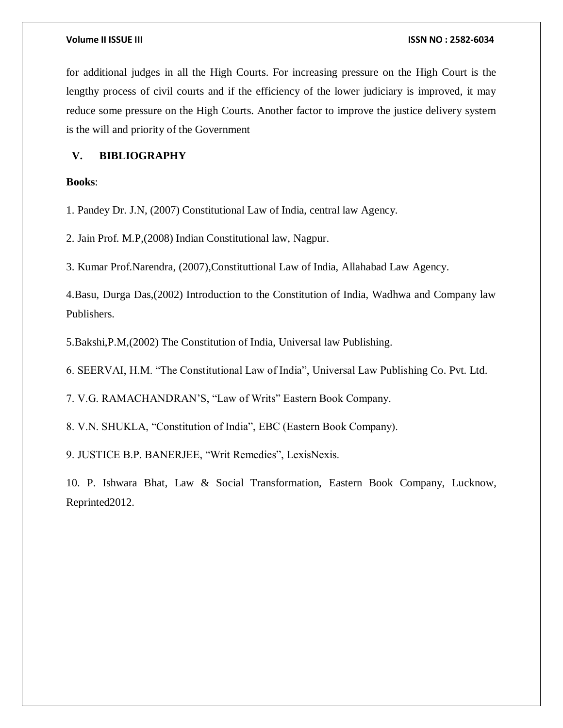for additional judges in all the High Courts. For increasing pressure on the High Court is the lengthy process of civil courts and if the efficiency of the lower judiciary is improved, it may reduce some pressure on the High Courts. Another factor to improve the justice delivery system is the will and priority of the Government

## V. BIBLIOGRAPHY

**Books**:

1. Pandey Dr. J.N, (2007) Constitutional Law of India, central law Agency.

2. Jain Prof. M.P,(2008) Indian Constitutional law, Nagpur.

3. Kumar Prof.Narendra, (2007),Constituttional Law of India, Allahabad Law Agency.

4.Basu, Durga Das,(2002) Introduction to the Constitution of India, Wadhwa and Company law Publishers.

5.Bakshi,P.M,(2002) The Constitution of India, Universal law Publishing.

6. SEERVAI, H.M. "The Constitutional Law of India", Universal Law Publishing Co. Pvt. Ltd.

7. V.G. RAMACHANDRAN'S, "Law of Writs" Eastern Book Company.

8. V.N. SHUKLA, "Constitution of India", EBC (Eastern Book Company).

9. JUSTICE B.P. BANERJEE, "Writ Remedies", LexisNexis.

10. P. Ishwara Bhat, Law & Social Transformation, Eastern Book Company, Lucknow, Reprinted2012.